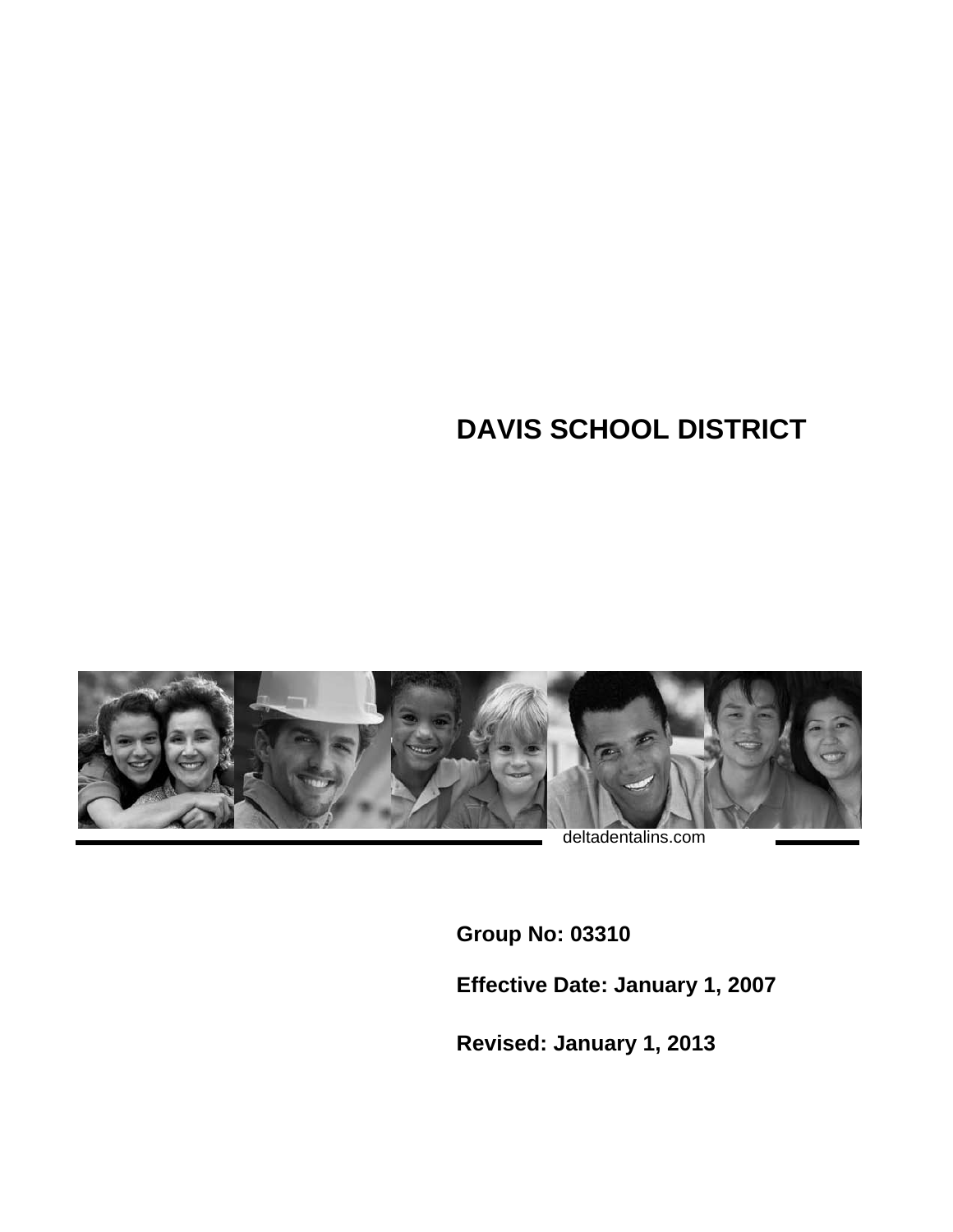# DAVIS SCHOOL DISTRICT

deltadentalins.com

**Group No: 03310**

**Effective Date: January 1, 2007**

**Revised: January 1, 2013**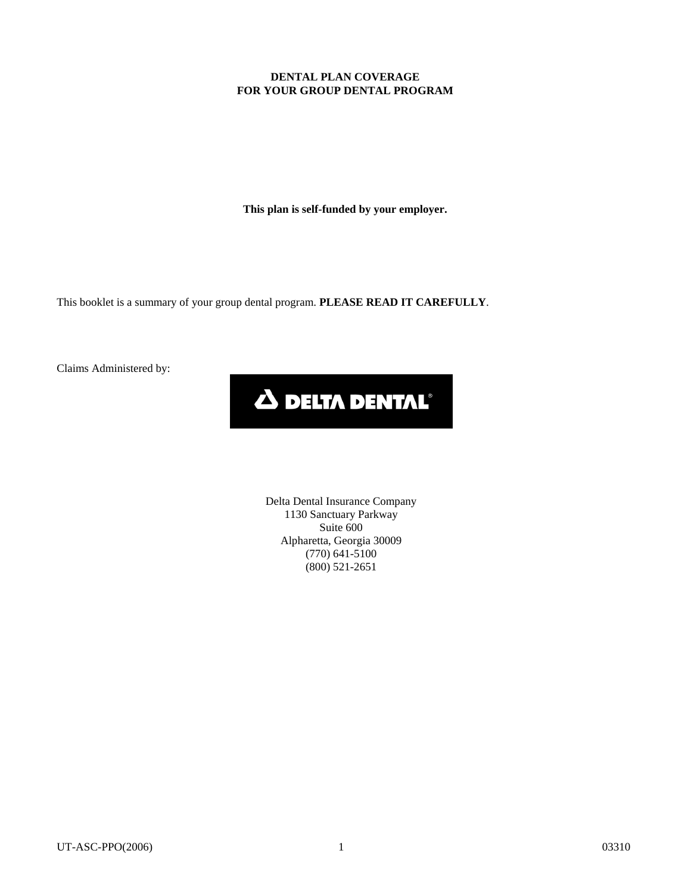# DENTAL PLAN COVERAGE
# FOR YOUR GROUP DENTAL PROGRAM

**This plan is self-funded by your employer.**

This booklet is a summary of your group dental program. **PLEASE READ IT CAREFULLY**.

Claims Administered by:

DELTA DENTAL®

Delta Dental Insurance Company
1130 Sanctuary Parkway
Suite 600
Alpharetta, Georgia 30009
(770) 641-5100
(800) 521-2651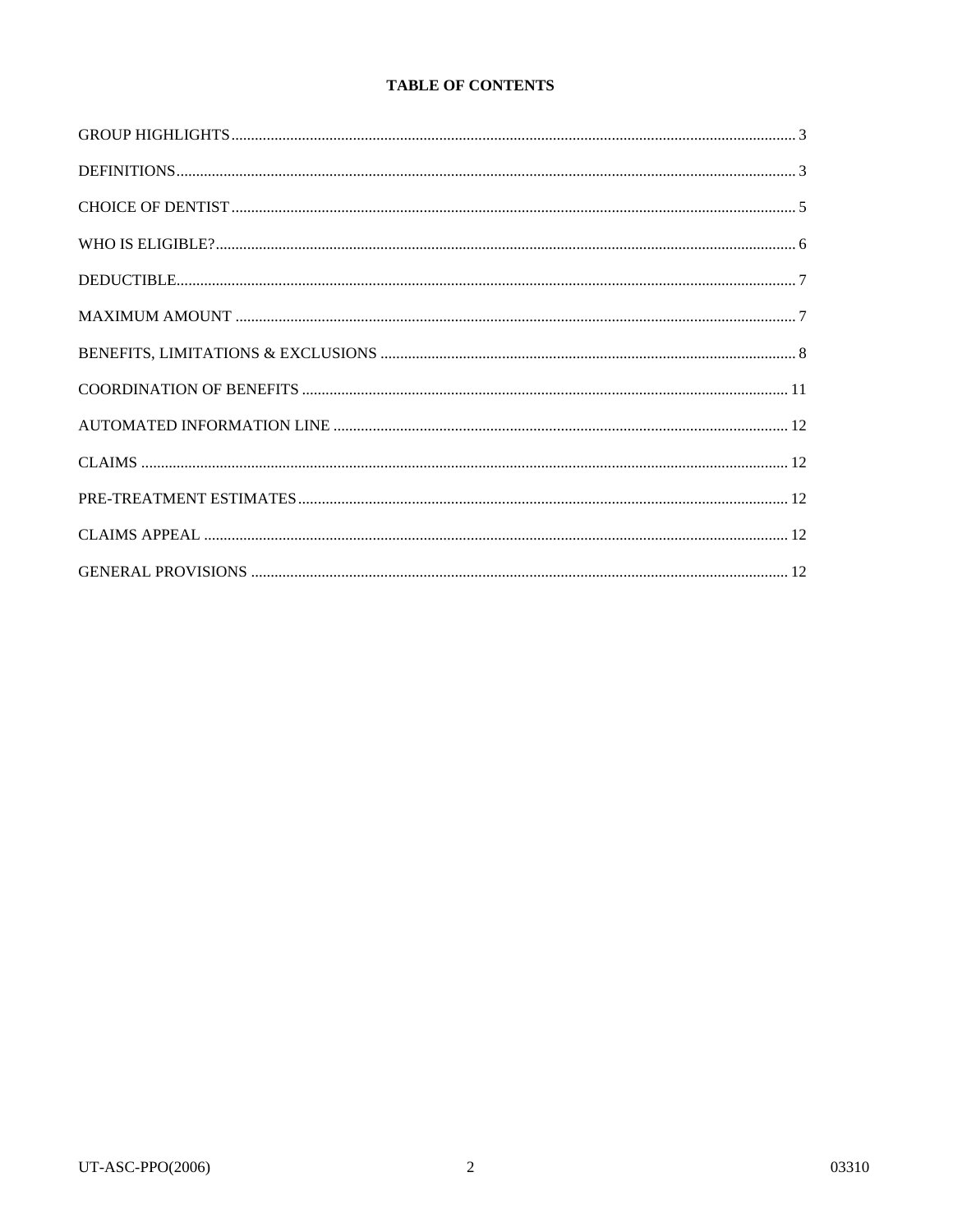**TABLE OF CONTENTS**

| | |
|---|---|
| GROUP HIGHLIGHTS | 3 |
| DEFINITIONS | 3 |
| CHOICE OF DENTIST | 5 |
| WHO IS ELIGIBLE? | 6 |
| DEDUCTIBLE | 7 |
| MAXIMUM AMOUNT | 7 |
| BENEFITS, LIMITATIONS & EXCLUSIONS | 8 |
| COORDINATION OF BENEFITS | 11 |
| AUTOMATED INFORMATION LINE | 12 |
| CLAIMS | 12 |
| PRE-TREATMENT ESTIMATES | 12 |
| CLAIMS APPEAL | 12 |
| GENERAL PROVISIONS | 12 |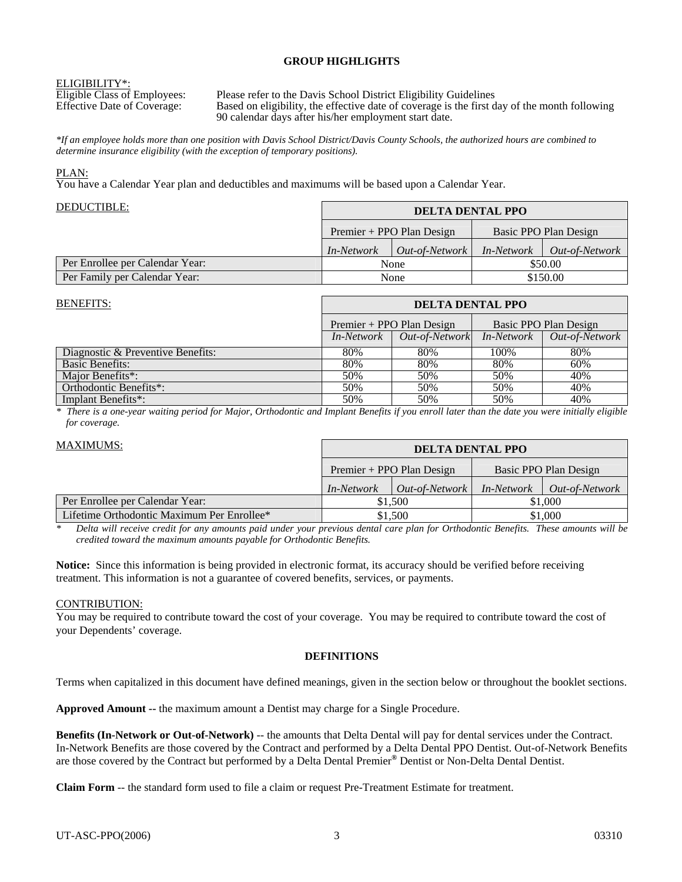## GROUP HIGHLIGHTS

ELIGIBILITY*:

Eligible Class of Employees: Please refer to the Davis School District Eligibility Guidelines

Effective Date of Coverage: Based on eligibility, the effective date of coverage is the first day of the month following 90 calendar days after his/her employment start date.

*\*If an employee holds more than one position with Davis School District/Davis County Schools, the authorized hours are combined to determine insurance eligibility (with the exception of temporary positions).*

PLAN:

You have a Calendar Year plan and deductibles and maximums will be based upon a Calendar Year.

| DEDUCTIBLE: | **DELTA DENTAL PPO** | | | |
|---|---|---|---|---|
| | Premier + PPO Plan Design | | Basic PPO Plan Design | |
| | *In-Network* | *Out-of-Network* | *In-Network* | *Out-of-Network* |
| Per Enrollee per Calendar Year: | None | | $50.00 | |
| Per Family per Calendar Year: | None | | $150.00 | |

| BENEFITS: | **DELTA DENTAL PPO** | | | |
|---|---|---|---|---|
| | Premier + PPO Plan Design | | Basic PPO Plan Design | |
| | *In-Network* | *Out-of-Network* | *In-Network* | *Out-of-Network* |
| Diagnostic & Preventive Benefits: | 80% | 80% | 100% | 80% |
| Basic Benefits: | 80% | 80% | 80% | 60% |
| Major Benefits*: | 50% | 50% | 50% | 40% |
| Orthodontic Benefits*: | 50% | 50% | 50% | 40% |
| Implant Benefits*: | 50% | 50% | 50% | 40% |

*\* There is a one-year waiting period for Major, Orthodontic and Implant Benefits if you enroll later than the date you were initially eligible for coverage.*

| MAXIMUMS: | **DELTA DENTAL PPO** | | | |
|---|---|---|---|---|
| | Premier + PPO Plan Design | | Basic PPO Plan Design | |
| | *In-Network* | *Out-of-Network* | *In-Network* | *Out-of-Network* |
| Per Enrollee per Calendar Year: | $1,500 | | $1,000 | |
| Lifetime Orthodontic Maximum Per Enrollee* | $1,500 | | $1,000 | |

*\* Delta will receive credit for any amounts paid under your previous dental care plan for Orthodontic Benefits. These amounts will be credited toward the maximum amounts payable for Orthodontic Benefits.*

**Notice:** Since this information is being provided in electronic format, its accuracy should be verified before receiving treatment. This information is not a guarantee of covered benefits, services, or payments.

CONTRIBUTION:

You may be required to contribute toward the cost of your coverage. You may be required to contribute toward the cost of your Dependents' coverage.

## DEFINITIONS

Terms when capitalized in this document have defined meanings, given in the section below or throughout the booklet sections.

**Approved Amount** -- the maximum amount a Dentist may charge for a Single Procedure.

**Benefits (In-Network or Out-of-Network)** -- the amounts that Delta Dental will pay for dental services under the Contract. In-Network Benefits are those covered by the Contract and performed by a Delta Dental PPO Dentist. Out-of-Network Benefits are those covered by the Contract but performed by a Delta Dental Premier® Dentist or Non-Delta Dental Dentist.

**Claim Form** -- the standard form used to file a claim or request Pre-Treatment Estimate for treatment.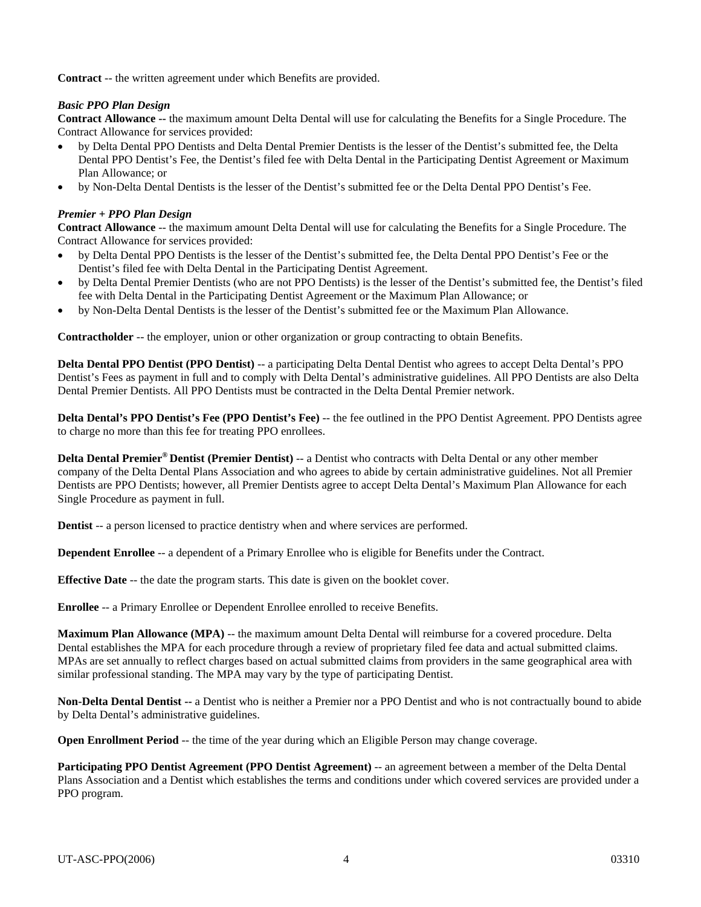**Contract** -- the written agreement under which Benefits are provided.

***Basic PPO Plan Design***

**Contract Allowance --** the maximum amount Delta Dental will use for calculating the Benefits for a Single Procedure. The Contract Allowance for services provided:

- by Delta Dental PPO Dentists and Delta Dental Premier Dentists is the lesser of the Dentist's submitted fee, the Delta Dental PPO Dentist's Fee, the Dentist's filed fee with Delta Dental in the Participating Dentist Agreement or Maximum Plan Allowance; or
- by Non-Delta Dental Dentists is the lesser of the Dentist's submitted fee or the Delta Dental PPO Dentist's Fee.

***Premier + PPO Plan Design***

**Contract Allowance** -- the maximum amount Delta Dental will use for calculating the Benefits for a Single Procedure. The Contract Allowance for services provided:

- by Delta Dental PPO Dentists is the lesser of the Dentist's submitted fee, the Delta Dental PPO Dentist's Fee or the Dentist's filed fee with Delta Dental in the Participating Dentist Agreement.
- by Delta Dental Premier Dentists (who are not PPO Dentists) is the lesser of the Dentist's submitted fee, the Dentist's filed fee with Delta Dental in the Participating Dentist Agreement or the Maximum Plan Allowance; or
- by Non-Delta Dental Dentists is the lesser of the Dentist's submitted fee or the Maximum Plan Allowance.

**Contractholder** -- the employer, union or other organization or group contracting to obtain Benefits.

**Delta Dental PPO Dentist (PPO Dentist)** -- a participating Delta Dental Dentist who agrees to accept Delta Dental's PPO Dentist's Fees as payment in full and to comply with Delta Dental's administrative guidelines. All PPO Dentists are also Delta Dental Premier Dentists. All PPO Dentists must be contracted in the Delta Dental Premier network.

**Delta Dental's PPO Dentist's Fee (PPO Dentist's Fee)** -- the fee outlined in the PPO Dentist Agreement. PPO Dentists agree to charge no more than this fee for treating PPO enrollees.

**Delta Dental Premier® Dentist (Premier Dentist)** -- a Dentist who contracts with Delta Dental or any other member company of the Delta Dental Plans Association and who agrees to abide by certain administrative guidelines. Not all Premier Dentists are PPO Dentists; however, all Premier Dentists agree to accept Delta Dental's Maximum Plan Allowance for each Single Procedure as payment in full.

**Dentist** -- a person licensed to practice dentistry when and where services are performed.

**Dependent Enrollee** -- a dependent of a Primary Enrollee who is eligible for Benefits under the Contract.

**Effective Date** -- the date the program starts. This date is given on the booklet cover.

**Enrollee** -- a Primary Enrollee or Dependent Enrollee enrolled to receive Benefits.

**Maximum Plan Allowance (MPA)** -- the maximum amount Delta Dental will reimburse for a covered procedure. Delta Dental establishes the MPA for each procedure through a review of proprietary filed fee data and actual submitted claims. MPAs are set annually to reflect charges based on actual submitted claims from providers in the same geographical area with similar professional standing. The MPA may vary by the type of participating Dentist.

**Non-Delta Dental Dentist --** a Dentist who is neither a Premier nor a PPO Dentist and who is not contractually bound to abide by Delta Dental's administrative guidelines.

**Open Enrollment Period** -- the time of the year during which an Eligible Person may change coverage.

**Participating PPO Dentist Agreement (PPO Dentist Agreement)** -- an agreement between a member of the Delta Dental Plans Association and a Dentist which establishes the terms and conditions under which covered services are provided under a PPO program.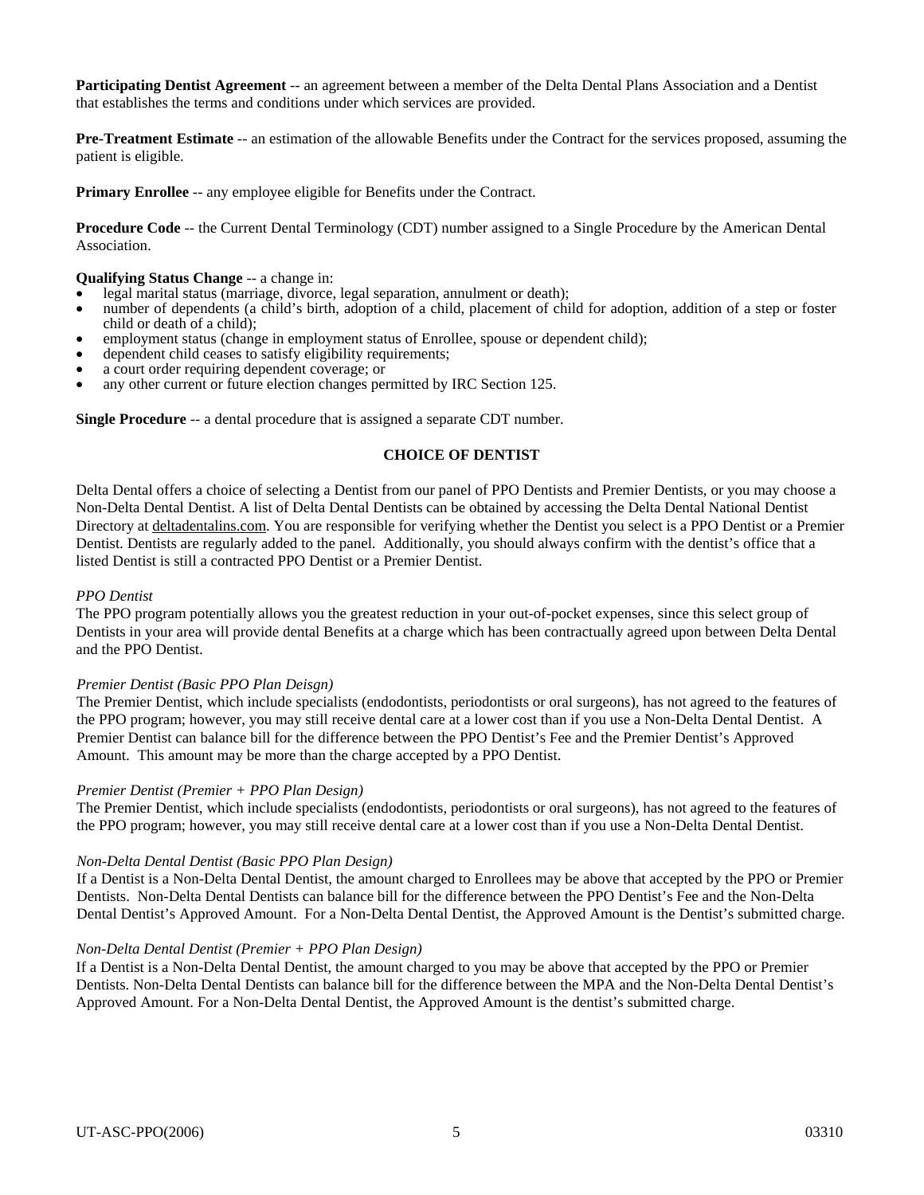**Participating Dentist Agreement** -- an agreement between a member of the Delta Dental Plans Association and a Dentist that establishes the terms and conditions under which services are provided.

**Pre-Treatment Estimate** -- an estimation of the allowable Benefits under the Contract for the services proposed, assuming the patient is eligible.

**Primary Enrollee** -- any employee eligible for Benefits under the Contract.

**Procedure Code** -- the Current Dental Terminology (CDT) number assigned to a Single Procedure by the American Dental Association.

**Qualifying Status Change** -- a change in:

- legal marital status (marriage, divorce, legal separation, annulment or death);
- number of dependents (a child's birth, adoption of a child, placement of child for adoption, addition of a step or foster child or death of a child);
- employment status (change in employment status of Enrollee, spouse or dependent child);
- dependent child ceases to satisfy eligibility requirements;
- a court order requiring dependent coverage; or
- any other current or future election changes permitted by IRC Section 125.

**Single Procedure** -- a dental procedure that is assigned a separate CDT number.

## CHOICE OF DENTIST

Delta Dental offers a choice of selecting a Dentist from our panel of PPO Dentists and Premier Dentists, or you may choose a Non-Delta Dental Dentist. A list of Delta Dental Dentists can be obtained by accessing the Delta Dental National Dentist Directory at deltadentalins.com. You are responsible for verifying whether the Dentist you select is a PPO Dentist or a Premier Dentist. Dentists are regularly added to the panel. Additionally, you should always confirm with the dentist's office that a listed Dentist is still a contracted PPO Dentist or a Premier Dentist.

*PPO Dentist*

The PPO program potentially allows you the greatest reduction in your out-of-pocket expenses, since this select group of Dentists in your area will provide dental Benefits at a charge which has been contractually agreed upon between Delta Dental and the PPO Dentist.

*Premier Dentist (Basic PPO Plan Deisgn)*

The Premier Dentist, which include specialists (endodontists, periodontists or oral surgeons), has not agreed to the features of the PPO program; however, you may still receive dental care at a lower cost than if you use a Non-Delta Dental Dentist. A Premier Dentist can balance bill for the difference between the PPO Dentist's Fee and the Premier Dentist's Approved Amount. This amount may be more than the charge accepted by a PPO Dentist.

*Premier Dentist (Premier + PPO Plan Design)*

The Premier Dentist, which include specialists (endodontists, periodontists or oral surgeons), has not agreed to the features of the PPO program; however, you may still receive dental care at a lower cost than if you use a Non-Delta Dental Dentist.

*Non-Delta Dental Dentist (Basic PPO Plan Design)*

If a Dentist is a Non-Delta Dental Dentist, the amount charged to Enrollees may be above that accepted by the PPO or Premier Dentists. Non-Delta Dental Dentists can balance bill for the difference between the PPO Dentist's Fee and the Non-Delta Dental Dentist's Approved Amount. For a Non-Delta Dental Dentist, the Approved Amount is the Dentist's submitted charge.

*Non-Delta Dental Dentist (Premier + PPO Plan Design)*

If a Dentist is a Non-Delta Dental Dentist, the amount charged to you may be above that accepted by the PPO or Premier Dentists. Non-Delta Dental Dentists can balance bill for the difference between the MPA and the Non-Delta Dental Dentist's Approved Amount. For a Non-Delta Dental Dentist, the Approved Amount is the dentist's submitted charge.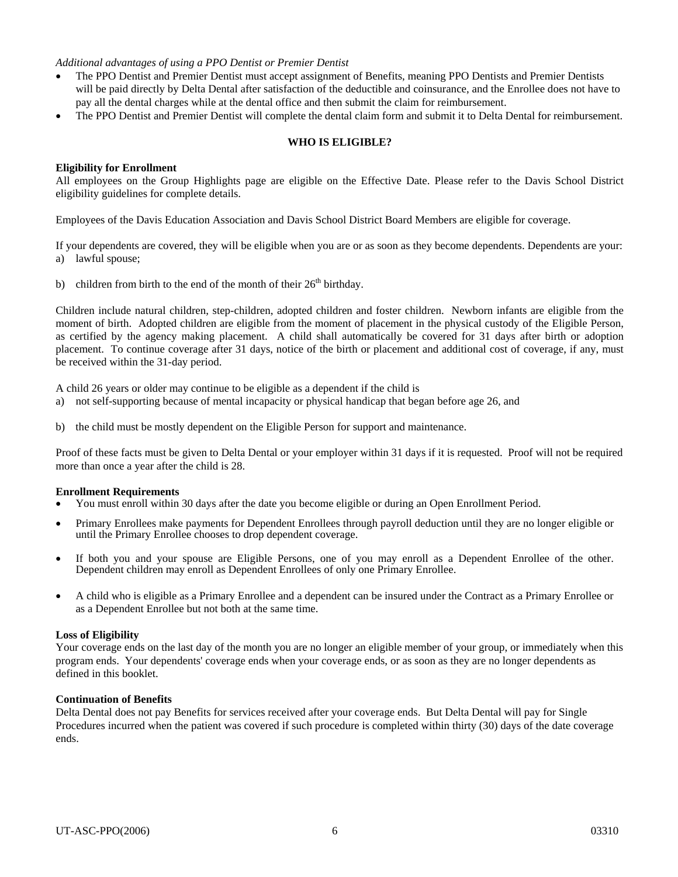*Additional advantages of using a PPO Dentist or Premier Dentist*

- The PPO Dentist and Premier Dentist must accept assignment of Benefits, meaning PPO Dentists and Premier Dentists will be paid directly by Delta Dental after satisfaction of the deductible and coinsurance, and the Enrollee does not have to pay all the dental charges while at the dental office and then submit the claim for reimbursement.
- The PPO Dentist and Premier Dentist will complete the dental claim form and submit it to Delta Dental for reimbursement.

## WHO IS ELIGIBLE?

**Eligibility for Enrollment**

All employees on the Group Highlights page are eligible on the Effective Date. Please refer to the Davis School District eligibility guidelines for complete details.

Employees of the Davis Education Association and Davis School District Board Members are eligible for coverage.

If your dependents are covered, they will be eligible when you are or as soon as they become dependents. Dependents are your:

a) lawful spouse;

b) children from birth to the end of the month of their 26th birthday.

Children include natural children, step-children, adopted children and foster children. Newborn infants are eligible from the moment of birth. Adopted children are eligible from the moment of placement in the physical custody of the Eligible Person, as certified by the agency making placement. A child shall automatically be covered for 31 days after birth or adoption placement. To continue coverage after 31 days, notice of the birth or placement and additional cost of coverage, if any, must be received within the 31-day period.

A child 26 years or older may continue to be eligible as a dependent if the child is

a) not self-supporting because of mental incapacity or physical handicap that began before age 26, and

b) the child must be mostly dependent on the Eligible Person for support and maintenance.

Proof of these facts must be given to Delta Dental or your employer within 31 days if it is requested. Proof will not be required more than once a year after the child is 28.

**Enrollment Requirements**

- You must enroll within 30 days after the date you become eligible or during an Open Enrollment Period.
- Primary Enrollees make payments for Dependent Enrollees through payroll deduction until they are no longer eligible or until the Primary Enrollee chooses to drop dependent coverage.
- If both you and your spouse are Eligible Persons, one of you may enroll as a Dependent Enrollee of the other. Dependent children may enroll as Dependent Enrollees of only one Primary Enrollee.
- A child who is eligible as a Primary Enrollee and a dependent can be insured under the Contract as a Primary Enrollee or as a Dependent Enrollee but not both at the same time.

**Loss of Eligibility**

Your coverage ends on the last day of the month you are no longer an eligible member of your group, or immediately when this program ends. Your dependents' coverage ends when your coverage ends, or as soon as they are no longer dependents as defined in this booklet.

**Continuation of Benefits**

Delta Dental does not pay Benefits for services received after your coverage ends. But Delta Dental will pay for Single Procedures incurred when the patient was covered if such procedure is completed within thirty (30) days of the date coverage ends.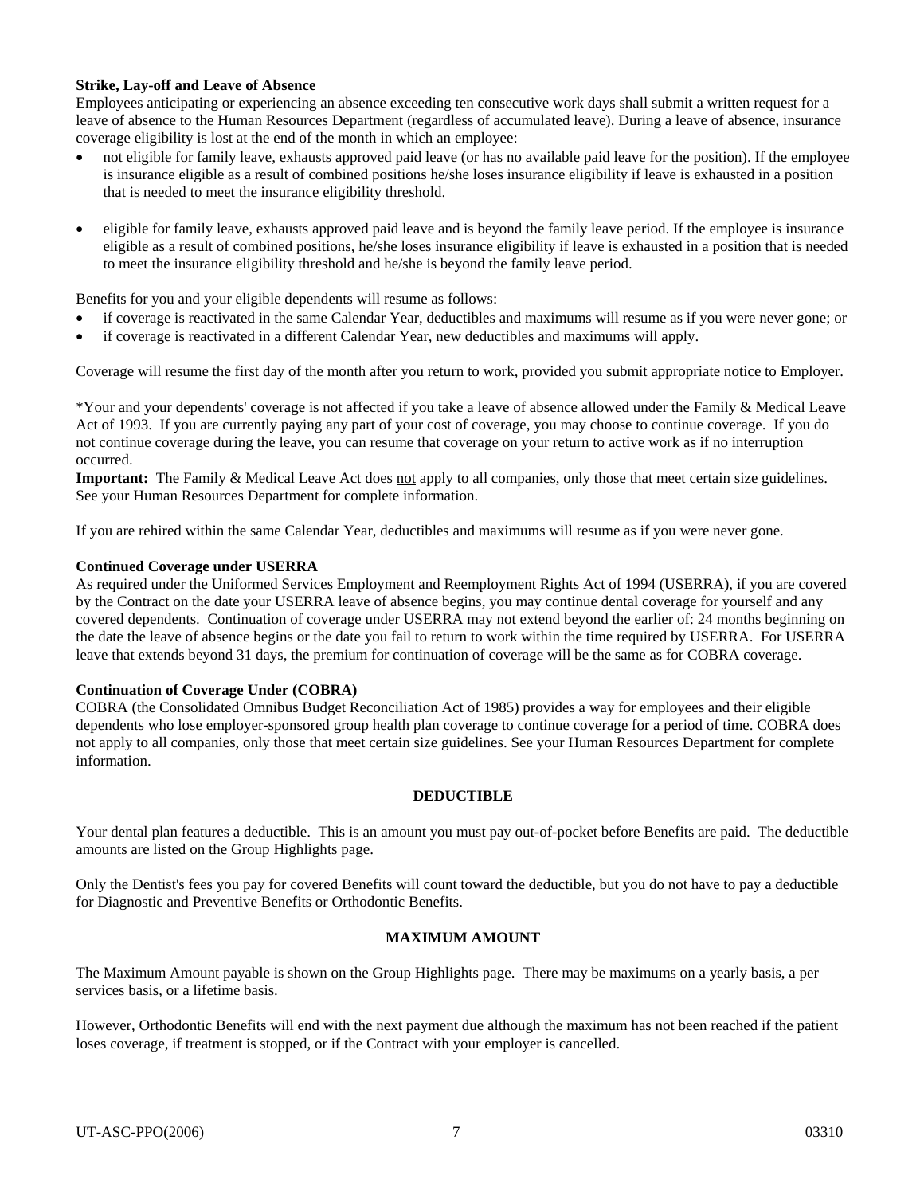**Strike, Lay-off and Leave of Absence**

Employees anticipating or experiencing an absence exceeding ten consecutive work days shall submit a written request for a leave of absence to the Human Resources Department (regardless of accumulated leave). During a leave of absence, insurance coverage eligibility is lost at the end of the month in which an employee:

- not eligible for family leave, exhausts approved paid leave (or has no available paid leave for the position). If the employee is insurance eligible as a result of combined positions he/she loses insurance eligibility if leave is exhausted in a position that is needed to meet the insurance eligibility threshold.

- eligible for family leave, exhausts approved paid leave and is beyond the family leave period. If the employee is insurance eligible as a result of combined positions, he/she loses insurance eligibility if leave is exhausted in a position that is needed to meet the insurance eligibility threshold and he/she is beyond the family leave period.

Benefits for you and your eligible dependents will resume as follows:

- if coverage is reactivated in the same Calendar Year, deductibles and maximums will resume as if you were never gone; or
- if coverage is reactivated in a different Calendar Year, new deductibles and maximums will apply.

Coverage will resume the first day of the month after you return to work, provided you submit appropriate notice to Employer.

*Your and your dependents' coverage is not affected if you take a leave of absence allowed under the Family & Medical Leave Act of 1993. If you are currently paying any part of your cost of coverage, you may choose to continue coverage. If you do not continue coverage during the leave, you can resume that coverage on your return to active work as if no interruption occurred.

**Important:** The Family & Medical Leave Act does not apply to all companies, only those that meet certain size guidelines. See your Human Resources Department for complete information.

If you are rehired within the same Calendar Year, deductibles and maximums will resume as if you were never gone.

**Continued Coverage under USERRA**

As required under the Uniformed Services Employment and Reemployment Rights Act of 1994 (USERRA), if you are covered by the Contract on the date your USERRA leave of absence begins, you may continue dental coverage for yourself and any covered dependents. Continuation of coverage under USERRA may not extend beyond the earlier of: 24 months beginning on the date the leave of absence begins or the date you fail to return to work within the time required by USERRA. For USERRA leave that extends beyond 31 days, the premium for continuation of coverage will be the same as for COBRA coverage.

**Continuation of Coverage Under (COBRA)**

COBRA (the Consolidated Omnibus Budget Reconciliation Act of 1985) provides a way for employees and their eligible dependents who lose employer-sponsored group health plan coverage to continue coverage for a period of time. COBRA does not apply to all companies, only those that meet certain size guidelines. See your Human Resources Department for complete information.

## DEDUCTIBLE

Your dental plan features a deductible. This is an amount you must pay out-of-pocket before Benefits are paid. The deductible amounts are listed on the Group Highlights page.

Only the Dentist's fees you pay for covered Benefits will count toward the deductible, but you do not have to pay a deductible for Diagnostic and Preventive Benefits or Orthodontic Benefits.

## MAXIMUM AMOUNT

The Maximum Amount payable is shown on the Group Highlights page. There may be maximums on a yearly basis, a per services basis, or a lifetime basis.

However, Orthodontic Benefits will end with the next payment due although the maximum has not been reached if the patient loses coverage, if treatment is stopped, or if the Contract with your employer is cancelled.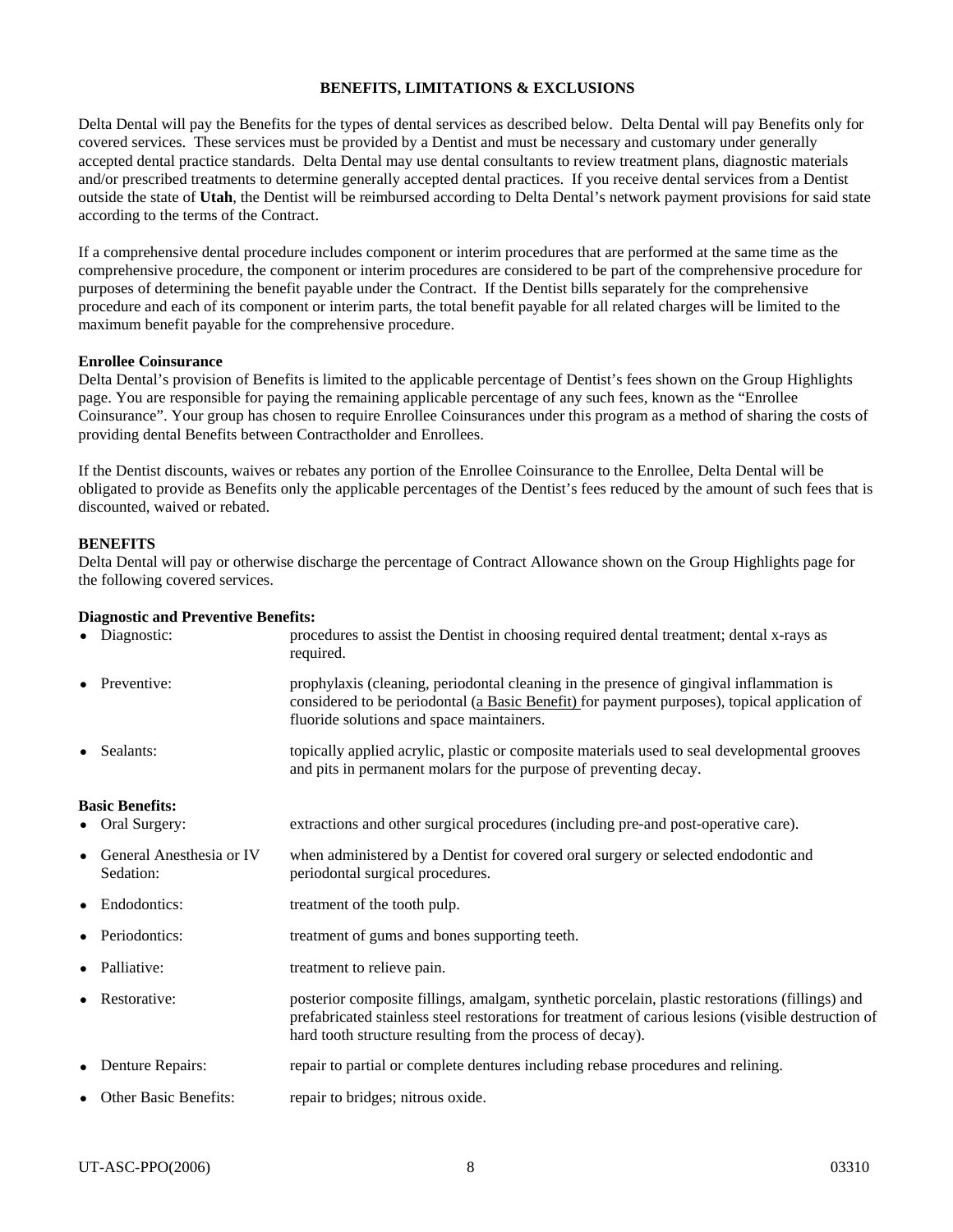# BENEFITS, LIMITATIONS & EXCLUSIONS

Delta Dental will pay the Benefits for the types of dental services as described below. Delta Dental will pay Benefits only for covered services. These services must be provided by a Dentist and must be necessary and customary under generally accepted dental practice standards. Delta Dental may use dental consultants to review treatment plans, diagnostic materials and/or prescribed treatments to determine generally accepted dental practices. If you receive dental services from a Dentist outside the state of **Utah**, the Dentist will be reimbursed according to Delta Dental's network payment provisions for said state according to the terms of the Contract.

If a comprehensive dental procedure includes component or interim procedures that are performed at the same time as the comprehensive procedure, the component or interim procedures are considered to be part of the comprehensive procedure for purposes of determining the benefit payable under the Contract. If the Dentist bills separately for the comprehensive procedure and each of its component or interim parts, the total benefit payable for all related charges will be limited to the maximum benefit payable for the comprehensive procedure.

**Enrollee Coinsurance**

Delta Dental's provision of Benefits is limited to the applicable percentage of Dentist's fees shown on the Group Highlights page. You are responsible for paying the remaining applicable percentage of any such fees, known as the "Enrollee Coinsurance". Your group has chosen to require Enrollee Coinsurances under this program as a method of sharing the costs of providing dental Benefits between Contractholder and Enrollees.

If the Dentist discounts, waives or rebates any portion of the Enrollee Coinsurance to the Enrollee, Delta Dental will be obligated to provide as Benefits only the applicable percentages of the Dentist's fees reduced by the amount of such fees that is discounted, waived or rebated.

**BENEFITS**

Delta Dental will pay or otherwise discharge the percentage of Contract Allowance shown on the Group Highlights page for the following covered services.

**Diagnostic and Preventive Benefits:**

- Diagnostic: procedures to assist the Dentist in choosing required dental treatment; dental x-rays as required.
- Preventive: prophylaxis (cleaning, periodontal cleaning in the presence of gingival inflammation is considered to be periodontal (a Basic Benefit) for payment purposes), topical application of fluoride solutions and space maintainers.
- Sealants: topically applied acrylic, plastic or composite materials used to seal developmental grooves and pits in permanent molars for the purpose of preventing decay.

**Basic Benefits:**

- Oral Surgery: extractions and other surgical procedures (including pre-and post-operative care).
- General Anesthesia or IV Sedation: when administered by a Dentist for covered oral surgery or selected endodontic and periodontal surgical procedures.
- Endodontics: treatment of the tooth pulp.
- Periodontics: treatment of gums and bones supporting teeth.
- Palliative: treatment to relieve pain.
- Restorative: posterior composite fillings, amalgam, synthetic porcelain, plastic restorations (fillings) and prefabricated stainless steel restorations for treatment of carious lesions (visible destruction of hard tooth structure resulting from the process of decay).
- Denture Repairs: repair to partial or complete dentures including rebase procedures and relining.
- Other Basic Benefits: repair to bridges; nitrous oxide.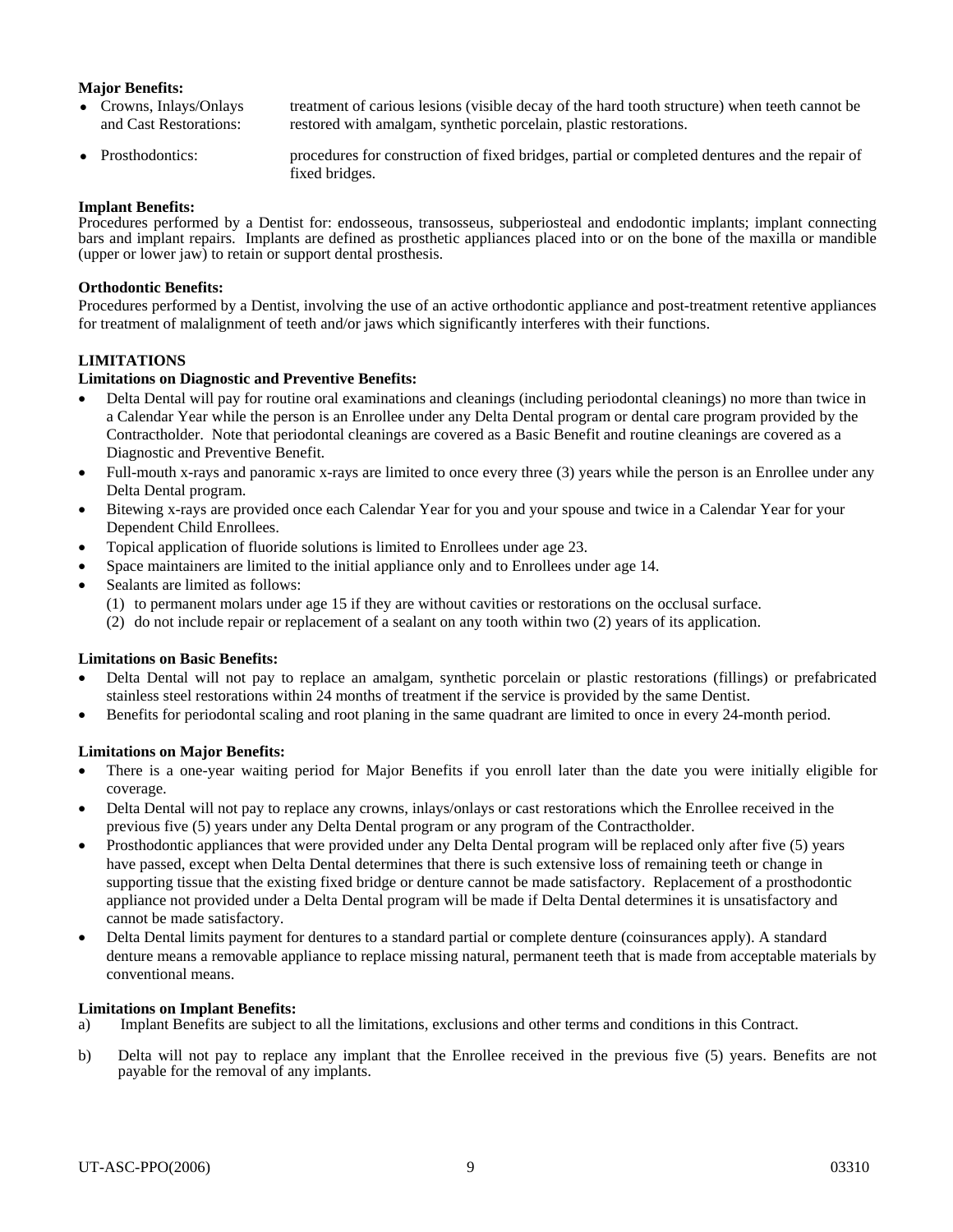**Major Benefits:**

- Crowns, Inlays/Onlays and Cast Restorations: treatment of carious lesions (visible decay of the hard tooth structure) when teeth cannot be restored with amalgam, synthetic porcelain, plastic restorations.
- Prosthodontics: procedures for construction of fixed bridges, partial or completed dentures and the repair of fixed bridges.

**Implant Benefits:**
Procedures performed by a Dentist for: endosseous, transosseus, subperiosteal and endodontic implants; implant connecting bars and implant repairs. Implants are defined as prosthetic appliances placed into or on the bone of the maxilla or mandible (upper or lower jaw) to retain or support dental prosthesis.

**Orthodontic Benefits:**
Procedures performed by a Dentist, involving the use of an active orthodontic appliance and post-treatment retentive appliances for treatment of malalignment of teeth and/or jaws which significantly interferes with their functions.

**LIMITATIONS**

**Limitations on Diagnostic and Preventive Benefits:**

- Delta Dental will pay for routine oral examinations and cleanings (including periodontal cleanings) no more than twice in a Calendar Year while the person is an Enrollee under any Delta Dental program or dental care program provided by the Contractholder. Note that periodontal cleanings are covered as a Basic Benefit and routine cleanings are covered as a Diagnostic and Preventive Benefit.
- Full-mouth x-rays and panoramic x-rays are limited to once every three (3) years while the person is an Enrollee under any Delta Dental program.
- Bitewing x-rays are provided once each Calendar Year for you and your spouse and twice in a Calendar Year for your Dependent Child Enrollees.
- Topical application of fluoride solutions is limited to Enrollees under age 23.
- Space maintainers are limited to the initial appliance only and to Enrollees under age 14.
- Sealants are limited as follows:
  (1) to permanent molars under age 15 if they are without cavities or restorations on the occlusal surface.
  (2) do not include repair or replacement of a sealant on any tooth within two (2) years of its application.

**Limitations on Basic Benefits:**

- Delta Dental will not pay to replace an amalgam, synthetic porcelain or plastic restorations (fillings) or prefabricated stainless steel restorations within 24 months of treatment if the service is provided by the same Dentist.
- Benefits for periodontal scaling and root planing in the same quadrant are limited to once in every 24-month period.

**Limitations on Major Benefits:**

- There is a one-year waiting period for Major Benefits if you enroll later than the date you were initially eligible for coverage.
- Delta Dental will not pay to replace any crowns, inlays/onlays or cast restorations which the Enrollee received in the previous five (5) years under any Delta Dental program or any program of the Contractholder.
- Prosthodontic appliances that were provided under any Delta Dental program will be replaced only after five (5) years have passed, except when Delta Dental determines that there is such extensive loss of remaining teeth or change in supporting tissue that the existing fixed bridge or denture cannot be made satisfactory. Replacement of a prosthodontic appliance not provided under a Delta Dental program will be made if Delta Dental determines it is unsatisfactory and cannot be made satisfactory.
- Delta Dental limits payment for dentures to a standard partial or complete denture (coinsurances apply). A standard denture means a removable appliance to replace missing natural, permanent teeth that is made from acceptable materials by conventional means.

**Limitations on Implant Benefits:**

a) Implant Benefits are subject to all the limitations, exclusions and other terms and conditions in this Contract.

b) Delta will not pay to replace any implant that the Enrollee received in the previous five (5) years. Benefits are not payable for the removal of any implants.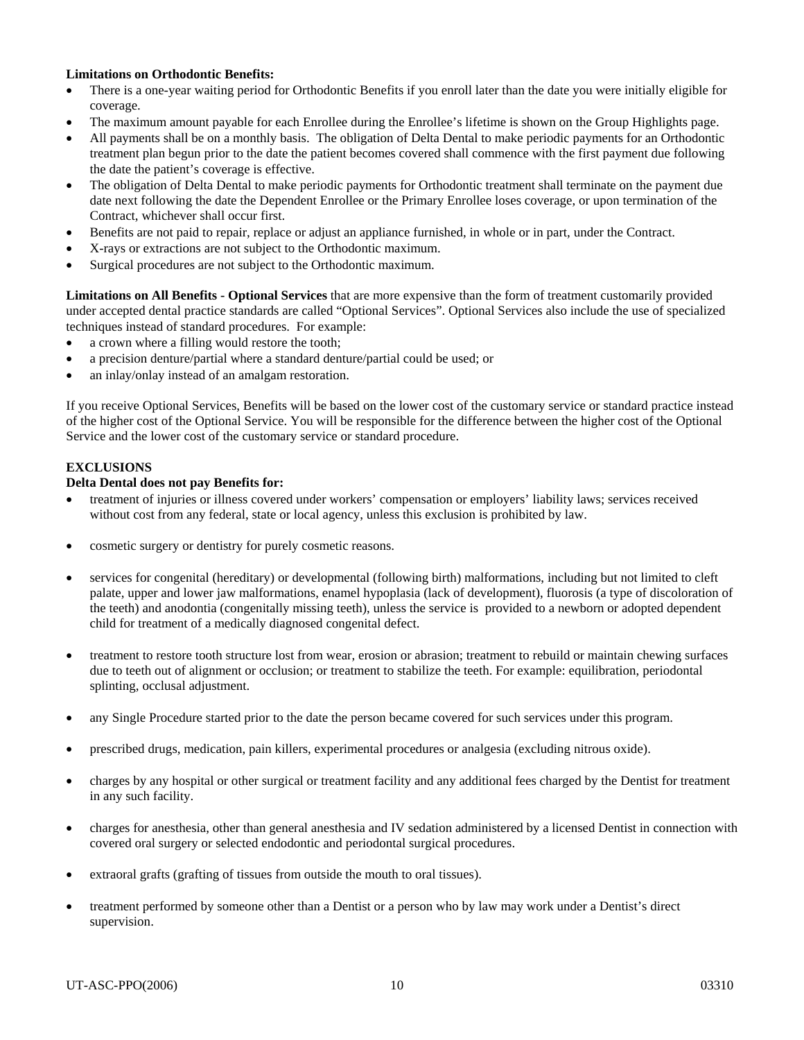**Limitations on Orthodontic Benefits:**

- There is a one-year waiting period for Orthodontic Benefits if you enroll later than the date you were initially eligible for coverage.
- The maximum amount payable for each Enrollee during the Enrollee's lifetime is shown on the Group Highlights page.
- All payments shall be on a monthly basis. The obligation of Delta Dental to make periodic payments for an Orthodontic treatment plan begun prior to the date the patient becomes covered shall commence with the first payment due following the date the patient's coverage is effective.
- The obligation of Delta Dental to make periodic payments for Orthodontic treatment shall terminate on the payment due date next following the date the Dependent Enrollee or the Primary Enrollee loses coverage, or upon termination of the Contract, whichever shall occur first.
- Benefits are not paid to repair, replace or adjust an appliance furnished, in whole or in part, under the Contract.
- X-rays or extractions are not subject to the Orthodontic maximum.
- Surgical procedures are not subject to the Orthodontic maximum.

**Limitations on All Benefits - Optional Services** that are more expensive than the form of treatment customarily provided under accepted dental practice standards are called "Optional Services". Optional Services also include the use of specialized techniques instead of standard procedures. For example:

- a crown where a filling would restore the tooth;
- a precision denture/partial where a standard denture/partial could be used; or
- an inlay/onlay instead of an amalgam restoration.

If you receive Optional Services, Benefits will be based on the lower cost of the customary service or standard practice instead of the higher cost of the Optional Service. You will be responsible for the difference between the higher cost of the Optional Service and the lower cost of the customary service or standard procedure.

**EXCLUSIONS**

**Delta Dental does not pay Benefits for:**

- treatment of injuries or illness covered under workers' compensation or employers' liability laws; services received without cost from any federal, state or local agency, unless this exclusion is prohibited by law.
- cosmetic surgery or dentistry for purely cosmetic reasons.
- services for congenital (hereditary) or developmental (following birth) malformations, including but not limited to cleft palate, upper and lower jaw malformations, enamel hypoplasia (lack of development), fluorosis (a type of discoloration of the teeth) and anodontia (congenitally missing teeth), unless the service is provided to a newborn or adopted dependent child for treatment of a medically diagnosed congenital defect.
- treatment to restore tooth structure lost from wear, erosion or abrasion; treatment to rebuild or maintain chewing surfaces due to teeth out of alignment or occlusion; or treatment to stabilize the teeth. For example: equilibration, periodontal splinting, occlusal adjustment.
- any Single Procedure started prior to the date the person became covered for such services under this program.
- prescribed drugs, medication, pain killers, experimental procedures or analgesia (excluding nitrous oxide).
- charges by any hospital or other surgical or treatment facility and any additional fees charged by the Dentist for treatment in any such facility.
- charges for anesthesia, other than general anesthesia and IV sedation administered by a licensed Dentist in connection with covered oral surgery or selected endodontic and periodontal surgical procedures.
- extraoral grafts (grafting of tissues from outside the mouth to oral tissues).
- treatment performed by someone other than a Dentist or a person who by law may work under a Dentist's direct supervision.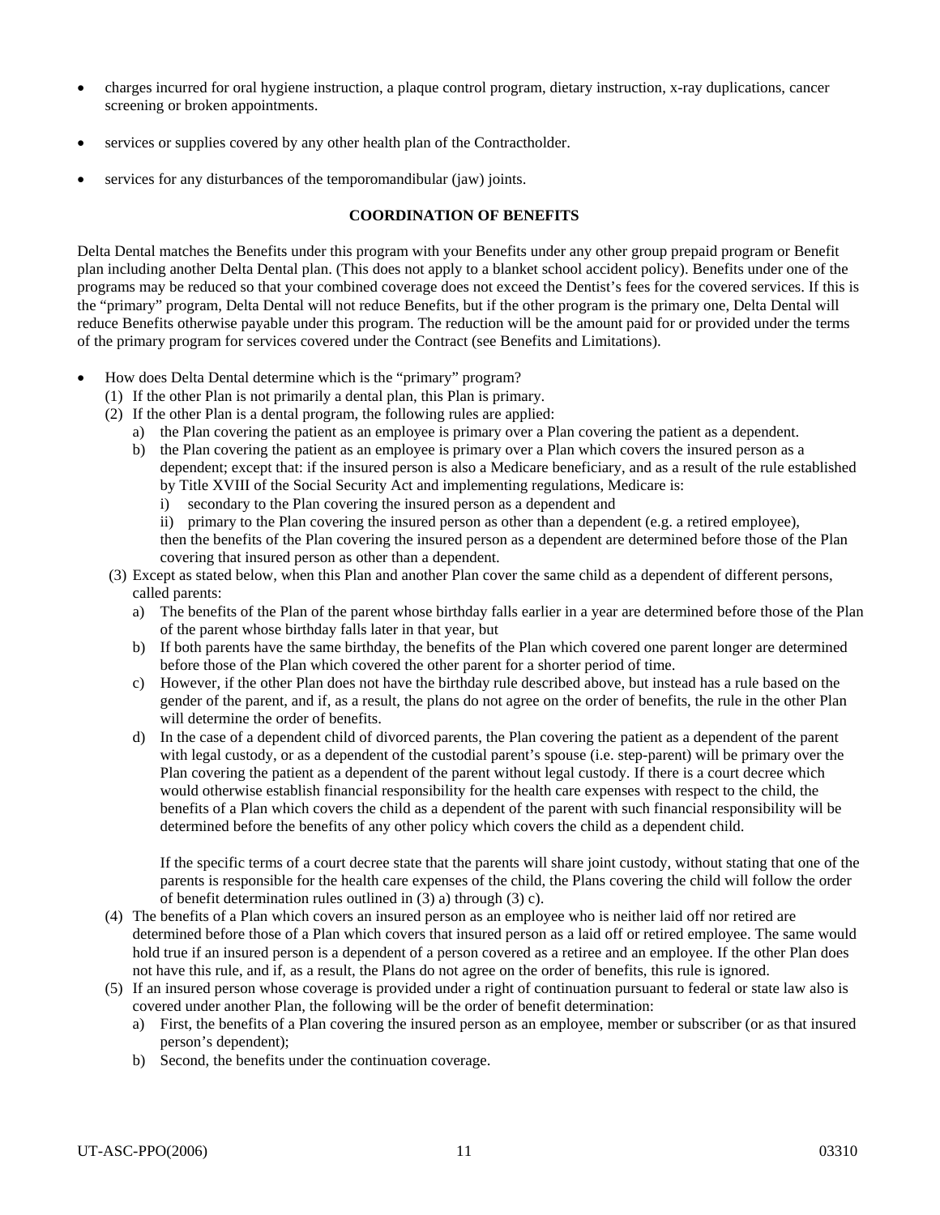- charges incurred for oral hygiene instruction, a plaque control program, dietary instruction, x-ray duplications, cancer screening or broken appointments.

- services or supplies covered by any other health plan of the Contractholder.

- services for any disturbances of the temporomandibular (jaw) joints.

## COORDINATION OF BENEFITS

Delta Dental matches the Benefits under this program with your Benefits under any other group prepaid program or Benefit plan including another Delta Dental plan. (This does not apply to a blanket school accident policy). Benefits under one of the programs may be reduced so that your combined coverage does not exceed the Dentist's fees for the covered services. If this is the "primary" program, Delta Dental will not reduce Benefits, but if the other program is the primary one, Delta Dental will reduce Benefits otherwise payable under this program. The reduction will be the amount paid for or provided under the terms of the primary program for services covered under the Contract (see Benefits and Limitations).

- How does Delta Dental determine which is the "primary" program?
  (1) If the other Plan is not primarily a dental plan, this Plan is primary.
  (2) If the other Plan is a dental program, the following rules are applied:
    a) the Plan covering the patient as an employee is primary over a Plan covering the patient as a dependent.
    b) the Plan covering the patient as an employee is primary over a Plan which covers the insured person as a dependent; except that: if the insured person is also a Medicare beneficiary, and as a result of the rule established by Title XVIII of the Social Security Act and implementing regulations, Medicare is:
      i) secondary to the Plan covering the insured person as a dependent and
      ii) primary to the Plan covering the insured person as other than a dependent (e.g. a retired employee),
      then the benefits of the Plan covering the insured person as a dependent are determined before those of the Plan covering that insured person as other than a dependent.
  (3) Except as stated below, when this Plan and another Plan cover the same child as a dependent of different persons, called parents:
    a) The benefits of the Plan of the parent whose birthday falls earlier in a year are determined before those of the Plan of the parent whose birthday falls later in that year, but
    b) If both parents have the same birthday, the benefits of the Plan which covered one parent longer are determined before those of the Plan which covered the other parent for a shorter period of time.
    c) However, if the other Plan does not have the birthday rule described above, but instead has a rule based on the gender of the parent, and if, as a result, the plans do not agree on the order of benefits, the rule in the other Plan will determine the order of benefits.
    d) In the case of a dependent child of divorced parents, the Plan covering the patient as a dependent of the parent with legal custody, or as a dependent of the custodial parent's spouse (i.e. step-parent) will be primary over the Plan covering the patient as a dependent of the parent without legal custody. If there is a court decree which would otherwise establish financial responsibility for the health care expenses with respect to the child, the benefits of a Plan which covers the child as a dependent of the parent with such financial responsibility will be determined before the benefits of any other policy which covers the child as a dependent child.

       If the specific terms of a court decree state that the parents will share joint custody, without stating that one of the parents is responsible for the health care expenses of the child, the Plans covering the child will follow the order of benefit determination rules outlined in (3) a) through (3) c).
  (4) The benefits of a Plan which covers an insured person as an employee who is neither laid off nor retired are determined before those of a Plan which covers that insured person as a laid off or retired employee. The same would hold true if an insured person is a dependent of a person covered as a retiree and an employee. If the other Plan does not have this rule, and if, as a result, the Plans do not agree on the order of benefits, this rule is ignored.
  (5) If an insured person whose coverage is provided under a right of continuation pursuant to federal or state law also is covered under another Plan, the following will be the order of benefit determination:
    a) First, the benefits of a Plan covering the insured person as an employee, member or subscriber (or as that insured person's dependent);
    b) Second, the benefits under the continuation coverage.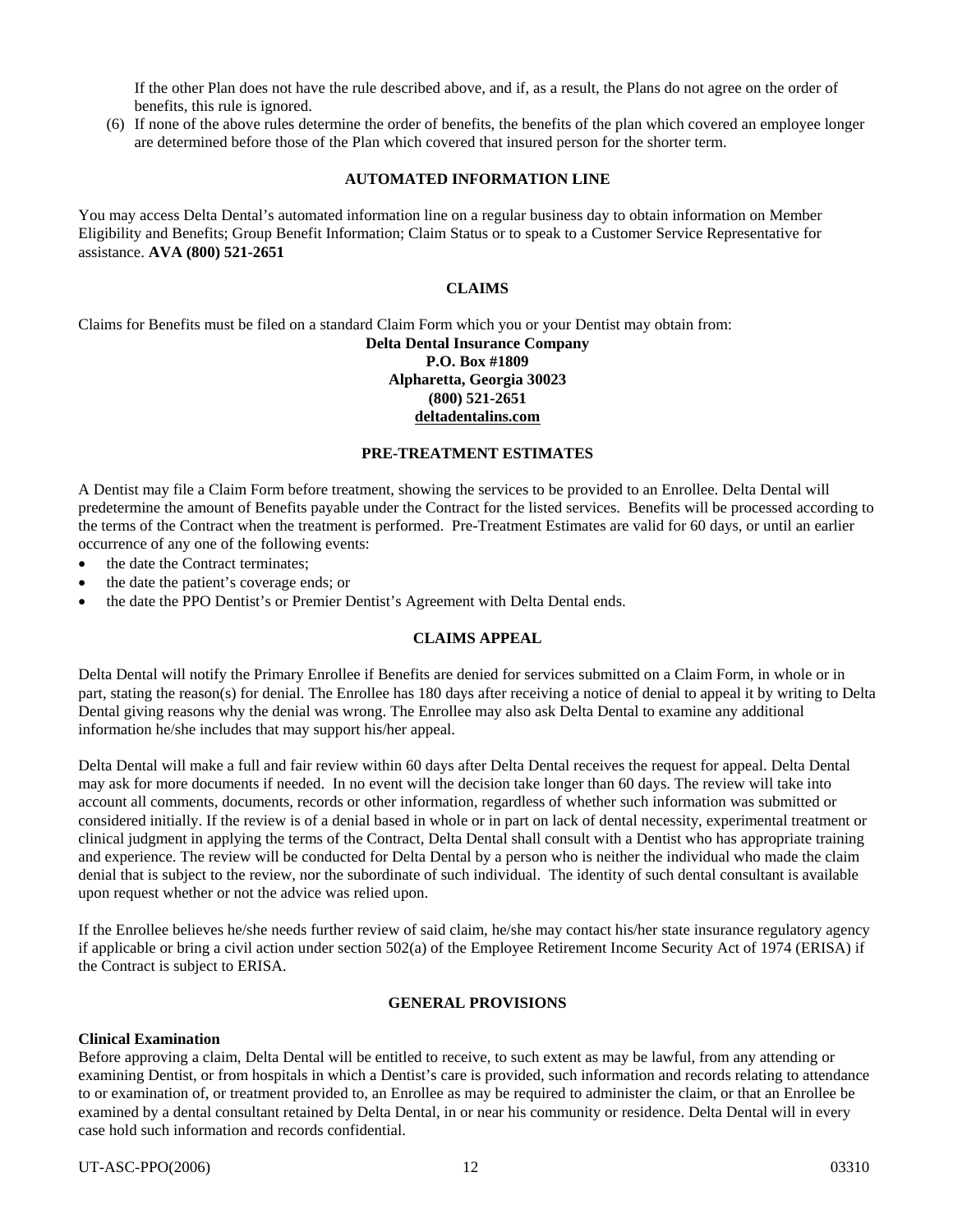If the other Plan does not have the rule described above, and if, as a result, the Plans do not agree on the order of benefits, this rule is ignored.

(6) If none of the above rules determine the order of benefits, the benefits of the plan which covered an employee longer are determined before those of the Plan which covered that insured person for the shorter term.

## AUTOMATED INFORMATION LINE

You may access Delta Dental's automated information line on a regular business day to obtain information on Member Eligibility and Benefits; Group Benefit Information; Claim Status or to speak to a Customer Service Representative for assistance. **AVA (800) 521-2651**

## CLAIMS

Claims for Benefits must be filed on a standard Claim Form which you or your Dentist may obtain from:

**Delta Dental Insurance Company**
**P.O. Box #1809**
**Alpharetta, Georgia 30023**
**(800) 521-2651**
**deltadentalins.com**

## PRE-TREATMENT ESTIMATES

A Dentist may file a Claim Form before treatment, showing the services to be provided to an Enrollee. Delta Dental will predetermine the amount of Benefits payable under the Contract for the listed services. Benefits will be processed according to the terms of the Contract when the treatment is performed. Pre-Treatment Estimates are valid for 60 days, or until an earlier occurrence of any one of the following events:

- the date the Contract terminates;
- the date the patient's coverage ends; or
- the date the PPO Dentist's or Premier Dentist's Agreement with Delta Dental ends.

## CLAIMS APPEAL

Delta Dental will notify the Primary Enrollee if Benefits are denied for services submitted on a Claim Form, in whole or in part, stating the reason(s) for denial. The Enrollee has 180 days after receiving a notice of denial to appeal it by writing to Delta Dental giving reasons why the denial was wrong. The Enrollee may also ask Delta Dental to examine any additional information he/she includes that may support his/her appeal.

Delta Dental will make a full and fair review within 60 days after Delta Dental receives the request for appeal. Delta Dental may ask for more documents if needed. In no event will the decision take longer than 60 days. The review will take into account all comments, documents, records or other information, regardless of whether such information was submitted or considered initially. If the review is of a denial based in whole or in part on lack of dental necessity, experimental treatment or clinical judgment in applying the terms of the Contract, Delta Dental shall consult with a Dentist who has appropriate training and experience. The review will be conducted for Delta Dental by a person who is neither the individual who made the claim denial that is subject to the review, nor the subordinate of such individual. The identity of such dental consultant is available upon request whether or not the advice was relied upon.

If the Enrollee believes he/she needs further review of said claim, he/she may contact his/her state insurance regulatory agency if applicable or bring a civil action under section 502(a) of the Employee Retirement Income Security Act of 1974 (ERISA) if the Contract is subject to ERISA.

## GENERAL PROVISIONS

**Clinical Examination**

Before approving a claim, Delta Dental will be entitled to receive, to such extent as may be lawful, from any attending or examining Dentist, or from hospitals in which a Dentist's care is provided, such information and records relating to attendance to or examination of, or treatment provided to, an Enrollee as may be required to administer the claim, or that an Enrollee be examined by a dental consultant retained by Delta Dental, in or near his community or residence. Delta Dental will in every case hold such information and records confidential.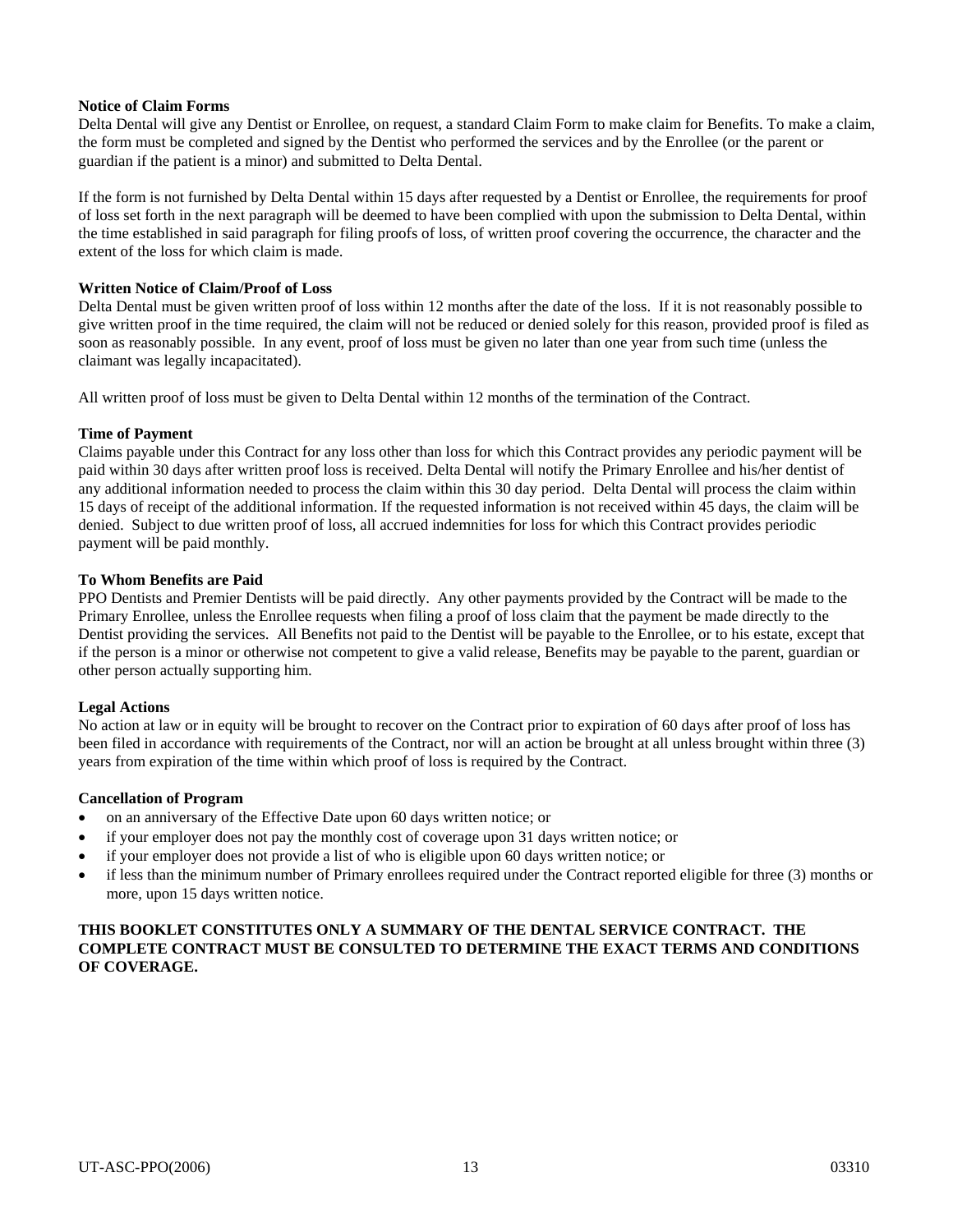**Notice of Claim Forms**

Delta Dental will give any Dentist or Enrollee, on request, a standard Claim Form to make claim for Benefits. To make a claim, the form must be completed and signed by the Dentist who performed the services and by the Enrollee (or the parent or guardian if the patient is a minor) and submitted to Delta Dental.

If the form is not furnished by Delta Dental within 15 days after requested by a Dentist or Enrollee, the requirements for proof of loss set forth in the next paragraph will be deemed to have been complied with upon the submission to Delta Dental, within the time established in said paragraph for filing proofs of loss, of written proof covering the occurrence, the character and the extent of the loss for which claim is made.

**Written Notice of Claim/Proof of Loss**

Delta Dental must be given written proof of loss within 12 months after the date of the loss. If it is not reasonably possible to give written proof in the time required, the claim will not be reduced or denied solely for this reason, provided proof is filed as soon as reasonably possible. In any event, proof of loss must be given no later than one year from such time (unless the claimant was legally incapacitated).

All written proof of loss must be given to Delta Dental within 12 months of the termination of the Contract.

**Time of Payment**

Claims payable under this Contract for any loss other than loss for which this Contract provides any periodic payment will be paid within 30 days after written proof loss is received. Delta Dental will notify the Primary Enrollee and his/her dentist of any additional information needed to process the claim within this 30 day period. Delta Dental will process the claim within 15 days of receipt of the additional information. If the requested information is not received within 45 days, the claim will be denied. Subject to due written proof of loss, all accrued indemnities for loss for which this Contract provides periodic payment will be paid monthly.

**To Whom Benefits are Paid**

PPO Dentists and Premier Dentists will be paid directly. Any other payments provided by the Contract will be made to the Primary Enrollee, unless the Enrollee requests when filing a proof of loss claim that the payment be made directly to the Dentist providing the services. All Benefits not paid to the Dentist will be payable to the Enrollee, or to his estate, except that if the person is a minor or otherwise not competent to give a valid release, Benefits may be payable to the parent, guardian or other person actually supporting him.

**Legal Actions**

No action at law or in equity will be brought to recover on the Contract prior to expiration of 60 days after proof of loss has been filed in accordance with requirements of the Contract, nor will an action be brought at all unless brought within three (3) years from expiration of the time within which proof of loss is required by the Contract.

**Cancellation of Program**

- on an anniversary of the Effective Date upon 60 days written notice; or
- if your employer does not pay the monthly cost of coverage upon 31 days written notice; or
- if your employer does not provide a list of who is eligible upon 60 days written notice; or
- if less than the minimum number of Primary enrollees required under the Contract reported eligible for three (3) months or more, upon 15 days written notice.

**THIS BOOKLET CONSTITUTES ONLY A SUMMARY OF THE DENTAL SERVICE CONTRACT. THE COMPLETE CONTRACT MUST BE CONSULTED TO DETERMINE THE EXACT TERMS AND CONDITIONS OF COVERAGE.**